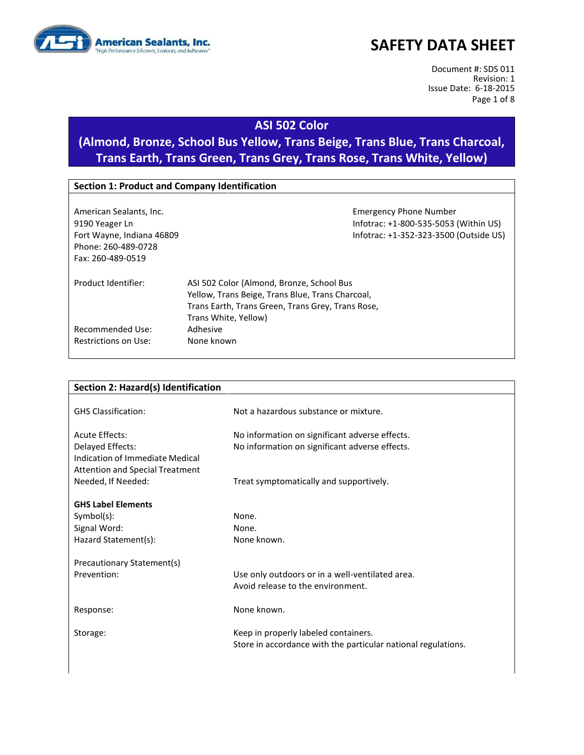# SAFETY DATA SHEET

Document #: SDS 011
Revision: 1
Issue Date: 6-18-2015

## ASI 502 Color
## (Almond, Bronze, School Bus Yellow, Trans Beige, Trans Blue, Trans Charcoal, Trans Earth, Trans Green, Trans Grey, Trans Rose, Trans White, Yellow)

### Section 1: Product and Company Identification

American Sealants, Inc.
9190 Yeager Ln
Fort Wayne, Indiana 46809
Phone: 260-489-0728
Fax: 260-489-0519

Emergency Phone Number
Infotrac: +1-800-535-5053 (Within US)
Infotrac: +1-352-323-3500 (Outside US)

| | |
|---|---|
| Product Identifier: | ASI 502 Color (Almond, Bronze, School Bus Yellow, Trans Beige, Trans Blue, Trans Charcoal, Trans Earth, Trans Green, Trans Grey, Trans Rose, Trans White, Yellow) |
| Recommended Use: | Adhesive |
| Restrictions on Use: | None known |

### Section 2: Hazard(s) Identification

| | |
|---|---|
| GHS Classification: | Not a hazardous substance or mixture. |
| Acute Effects: | No information on significant adverse effects. |
| Delayed Effects: | No information on significant adverse effects. |
| Indication of Immediate Medical Attention and Special Treatment Needed, If Needed: | Treat symptomatically and supportively. |

**GHS Label Elements**

| | |
|---|---|
| Symbol(s): | None. |
| Signal Word: | None. |
| Hazard Statement(s): | None known. |

Precautionary Statement(s)

| | |
|---|---|
| Prevention: | Use only outdoors or in a well-ventilated area.<br>Avoid release to the environment. |
| Response: | None known. |
| Storage: | Keep in properly labeled containers.<br>Store in accordance with the particular national regulations. |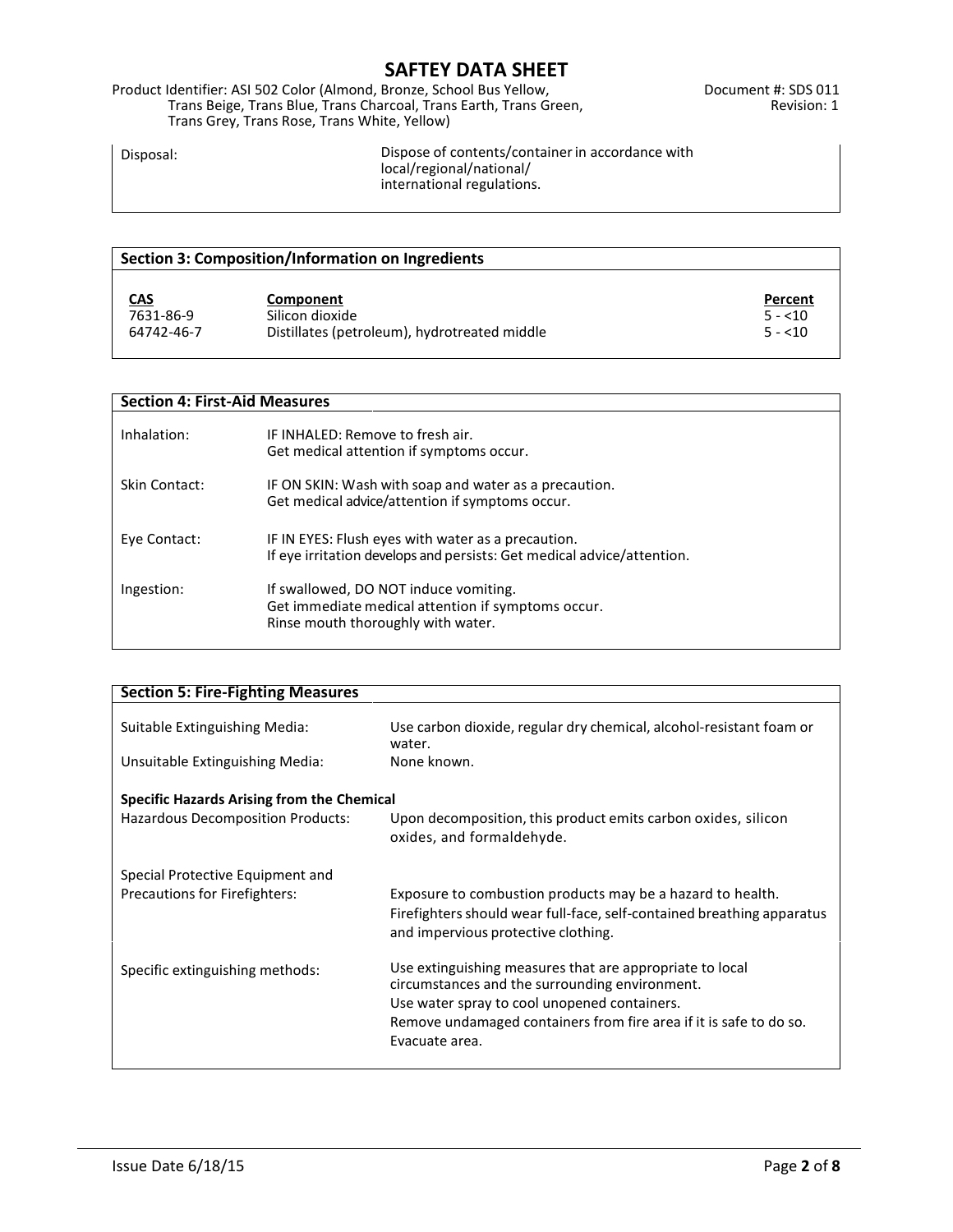Disposal: Dispose of contents/container in accordance with local/regional/national/ international regulations.

## Section 3: Composition/Information on Ingredients

| CAS | Component | Percent |
| --- | --- | --- |
| 7631-86-9 | Silicon dioxide | 5 - <10 |
| 64742-46-7 | Distillates (petroleum), hydrotreated middle | 5 - <10 |

## Section 4: First-Aid Measures

| | |
| --- | --- |
| Inhalation: | IF INHALED: Remove to fresh air.<br>Get medical attention if symptoms occur. |
| Skin Contact: | IF ON SKIN: Wash with soap and water as a precaution.<br>Get medical advice/attention if symptoms occur. |
| Eye Contact: | IF IN EYES: Flush eyes with water as a precaution.<br>If eye irritation develops and persists: Get medical advice/attention. |
| Ingestion: | If swallowed, DO NOT induce vomiting.<br>Get immediate medical attention if symptoms occur.<br>Rinse mouth thoroughly with water. |

## Section 5: Fire-Fighting Measures

| | |
| --- | --- |
| Suitable Extinguishing Media: | Use carbon dioxide, regular dry chemical, alcohol-resistant foam or water. |
| Unsuitable Extinguishing Media: | None known. |

**Specific Hazards Arising from the Chemical**

| | |
| --- | --- |
| Hazardous Decomposition Products: | Upon decomposition, this product emits carbon oxides, silicon oxides, and formaldehyde. |
| Special Protective Equipment and Precautions for Firefighters: | Exposure to combustion products may be a hazard to health.<br>Firefighters should wear full-face, self-contained breathing apparatus and impervious protective clothing. |
| Specific extinguishing methods: | Use extinguishing measures that are appropriate to local circumstances and the surrounding environment.<br>Use water spray to cool unopened containers.<br>Remove undamaged containers from fire area if it is safe to do so.<br>Evacuate area. |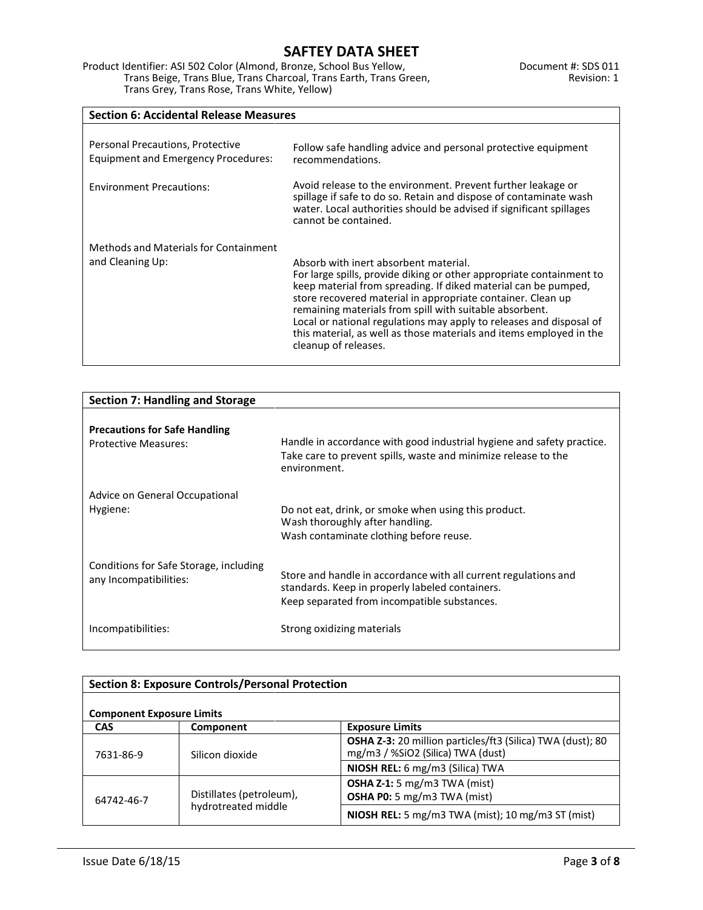## Section 6: Accidental Release Measures

| | |
|---|---|
| Personal Precautions, Protective Equipment and Emergency Procedures: | Follow safe handling advice and personal protective equipment recommendations. |
| Environment Precautions: | Avoid release to the environment. Prevent further leakage or spillage if safe to do so. Retain and dispose of contaminate wash water. Local authorities should be advised if significant spillages cannot be contained. |
| Methods and Materials for Containment and Cleaning Up: | Absorb with inert absorbent material.<br>For large spills, provide diking or other appropriate containment to keep material from spreading. If diked material can be pumped, store recovered material in appropriate container. Clean up remaining materials from spill with suitable absorbent.<br>Local or national regulations may apply to releases and disposal of this material, as well as those materials and items employed in the cleanup of releases. |

## Section 7: Handling and Storage

| | |
|---|---|
| **Precautions for Safe Handling**<br>Protective Measures: | Handle in accordance with good industrial hygiene and safety practice.<br>Take care to prevent spills, waste and minimize release to the environment. |
| Advice on General Occupational Hygiene: | Do not eat, drink, or smoke when using this product.<br>Wash thoroughly after handling.<br>Wash contaminate clothing before reuse. |
| Conditions for Safe Storage, including any Incompatibilities: | Store and handle in accordance with all current regulations and standards. Keep in properly labeled containers.<br>Keep separated from incompatible substances. |
| Incompatibilities: | Strong oxidizing materials |

## Section 8: Exposure Controls/Personal Protection

**Component Exposure Limits**

| CAS | Component | Exposure Limits |
|---|---|---|
| 7631-86-9 | Silicon dioxide | **OSHA Z-3:** 20 million particles/ft3 (Silica) TWA (dust); 80 mg/m3 / %SiO2 (Silica) TWA (dust) |
| | | **NIOSH REL:** 6 mg/m3 (Silica) TWA |
| 64742-46-7 | Distillates (petroleum), hydrotreated middle | **OSHA Z-1:** 5 mg/m3 TWA (mist)<br>**OSHA P0:** 5 mg/m3 TWA (mist) |
| | | **NIOSH REL:** 5 mg/m3 TWA (mist); 10 mg/m3 ST (mist) |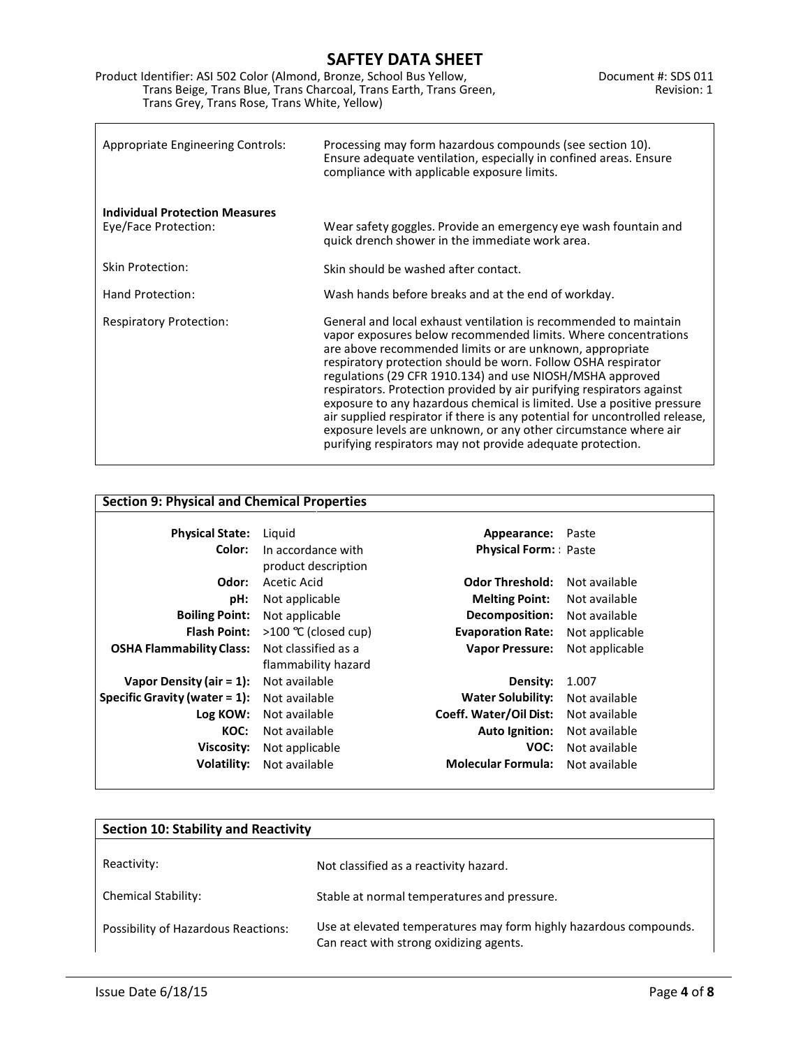| | |
|---|---|
| Appropriate Engineering Controls: | Processing may form hazardous compounds (see section 10). Ensure adequate ventilation, especially in confined areas. Ensure compliance with applicable exposure limits. |
| **Individual Protection Measures** | |
| Eye/Face Protection: | Wear safety goggles. Provide an emergency eye wash fountain and quick drench shower in the immediate work area. |
| Skin Protection: | Skin should be washed after contact. |
| Hand Protection: | Wash hands before breaks and at the end of workday. |
| Respiratory Protection: | General and local exhaust ventilation is recommended to maintain vapor exposures below recommended limits. Where concentrations are above recommended limits or are unknown, appropriate respiratory protection should be worn. Follow OSHA respirator regulations (29 CFR 1910.134) and use NIOSH/MSHA approved respirators. Protection provided by air purifying respirators against exposure to any hazardous chemical is limited. Use a positive pressure air supplied respirator if there is any potential for uncontrolled release, exposure levels are unknown, or any other circumstance where air purifying respirators may not provide adequate protection. |

## Section 9: Physical and Chemical Properties

| | | | |
|---|---|---|---|
| **Physical State:** | Liquid | **Appearance:** | Paste |
| **Color:** | In accordance with product description | **Physical Form:** | Paste |
| **Odor:** | Acetic Acid | **Odor Threshold:** | Not available |
| **pH:** | Not applicable | **Melting Point:** | Not available |
| **Boiling Point:** | Not applicable | **Decomposition:** | Not available |
| **Flash Point:** | >100 ℃ (closed cup) | **Evaporation Rate:** | Not applicable |
| **OSHA Flammability Class:** | Not classified as a flammability hazard | **Vapor Pressure:** | Not applicable |
| **Vapor Density (air = 1):** | Not available | **Density:** | 1.007 |
| **Specific Gravity (water = 1):** | Not available | **Water Solubility:** | Not available |
| **Log KOW:** | Not available | **Coeff. Water/Oil Dist:** | Not available |
| **KOC:** | Not available | **Auto Ignition:** | Not available |
| **Viscosity:** | Not applicable | **VOC:** | Not available |
| **Volatility:** | Not available | **Molecular Formula:** | Not available |

## Section 10: Stability and Reactivity

| | |
|---|---|
| Reactivity: | Not classified as a reactivity hazard. |
| Chemical Stability: | Stable at normal temperatures and pressure. |
| Possibility of Hazardous Reactions: | Use at elevated temperatures may form highly hazardous compounds. Can react with strong oxidizing agents. |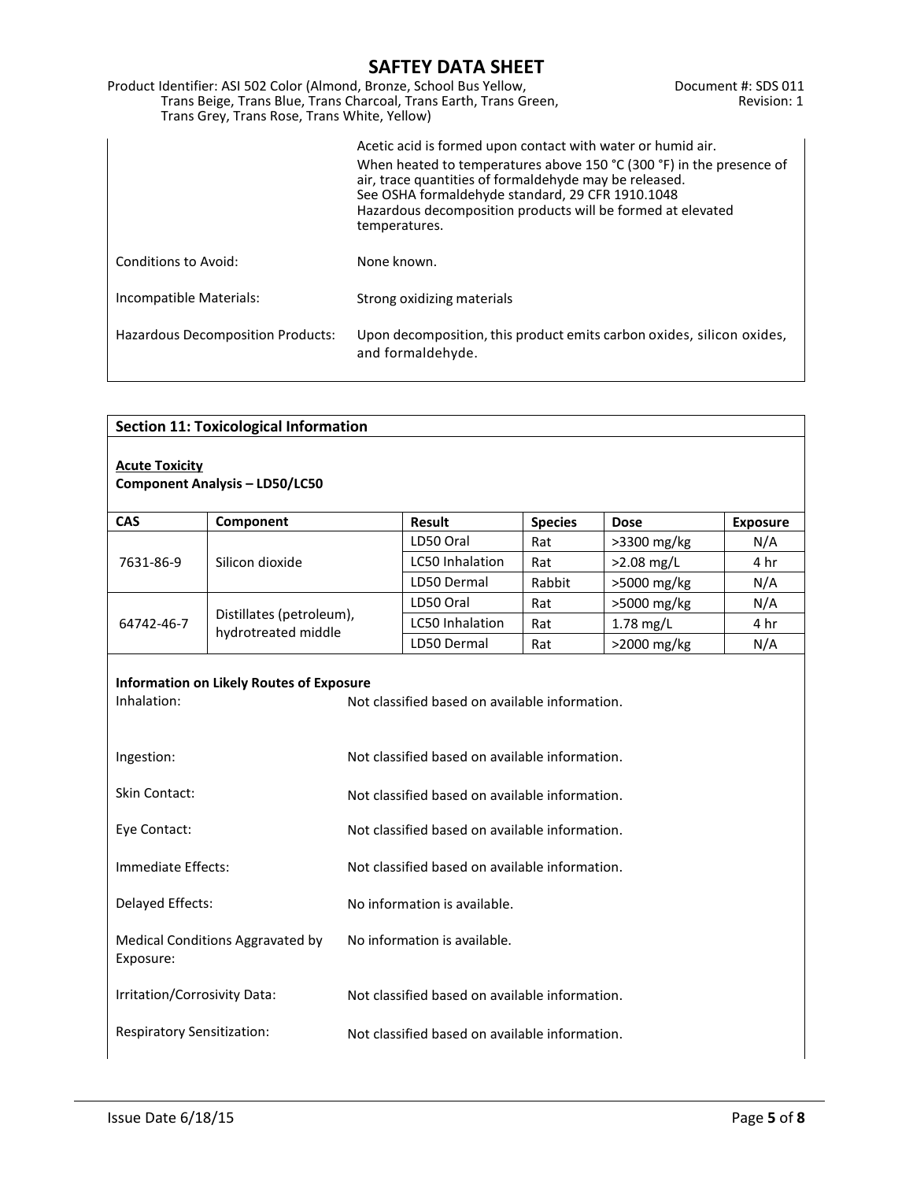Acetic acid is formed upon contact with water or humid air.

When heated to temperatures above 150 °C (300 °F) in the presence of air, trace quantities of formaldehyde may be released.
See OSHA formaldehyde standard, 29 CFR 1910.1048
Hazardous decomposition products will be formed at elevated temperatures.

Conditions to Avoid: None known.

Incompatible Materials: Strong oxidizing materials

Hazardous Decomposition Products: Upon decomposition, this product emits carbon oxides, silicon oxides, and formaldehyde.

## Section 11: Toxicological Information

**Acute Toxicity**

**Component Analysis – LD50/LC50**

| CAS | Component | Result | Species | Dose | Exposure |
|---|---|---|---|---|---|
| 7631-86-9 | Silicon dioxide | LD50 Oral | Rat | >3300 mg/kg | N/A |
| | | LC50 Inhalation | Rat | >2.08 mg/L | 4 hr |
| | | LD50 Dermal | Rabbit | >5000 mg/kg | N/A |
| 64742-46-7 | Distillates (petroleum), hydrotreated middle | LD50 Oral | Rat | >5000 mg/kg | N/A |
| | | LC50 Inhalation | Rat | 1.78 mg/L | 4 hr |
| | | LD50 Dermal | Rat | >2000 mg/kg | N/A |

**Information on Likely Routes of Exposure**

Inhalation: Not classified based on available information.

Ingestion: Not classified based on available information.

Skin Contact: Not classified based on available information.

Eye Contact: Not classified based on available information.

Immediate Effects: Not classified based on available information.

Delayed Effects: No information is available.

Medical Conditions Aggravated by Exposure: No information is available.

Irritation/Corrosivity Data: Not classified based on available information.

Respiratory Sensitization: Not classified based on available information.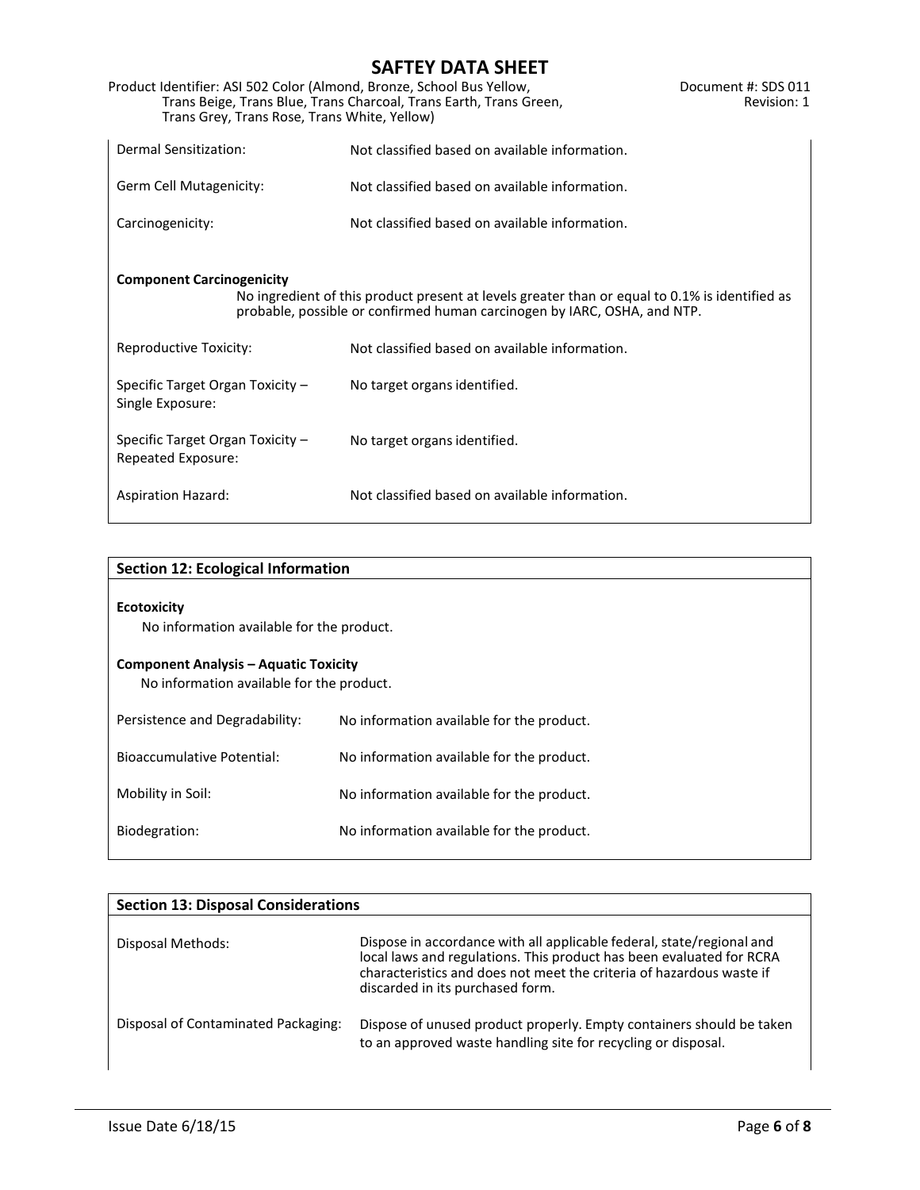Dermal Sensitization: Not classified based on available information.

Germ Cell Mutagenicity: Not classified based on available information.

Carcinogenicity: Not classified based on available information.

**Component Carcinogenicity**

No ingredient of this product present at levels greater than or equal to 0.1% is identified as probable, possible or confirmed human carcinogen by IARC, OSHA, and NTP.

Reproductive Toxicity: Not classified based on available information.

Specific Target Organ Toxicity – Single Exposure: No target organs identified.

Specific Target Organ Toxicity – Repeated Exposure: No target organs identified.

Aspiration Hazard: Not classified based on available information.

## Section 12: Ecological Information

**Ecotoxicity**

No information available for the product.

**Component Analysis – Aquatic Toxicity**

No information available for the product.

Persistence and Degradability: No information available for the product.

Bioaccumulative Potential: No information available for the product.

Mobility in Soil: No information available for the product.

Biodegration: No information available for the product.

## Section 13: Disposal Considerations

Disposal Methods: Dispose in accordance with all applicable federal, state/regional and local laws and regulations. This product has been evaluated for RCRA characteristics and does not meet the criteria of hazardous waste if discarded in its purchased form.

Disposal of Contaminated Packaging: Dispose of unused product properly. Empty containers should be taken to an approved waste handling site for recycling or disposal.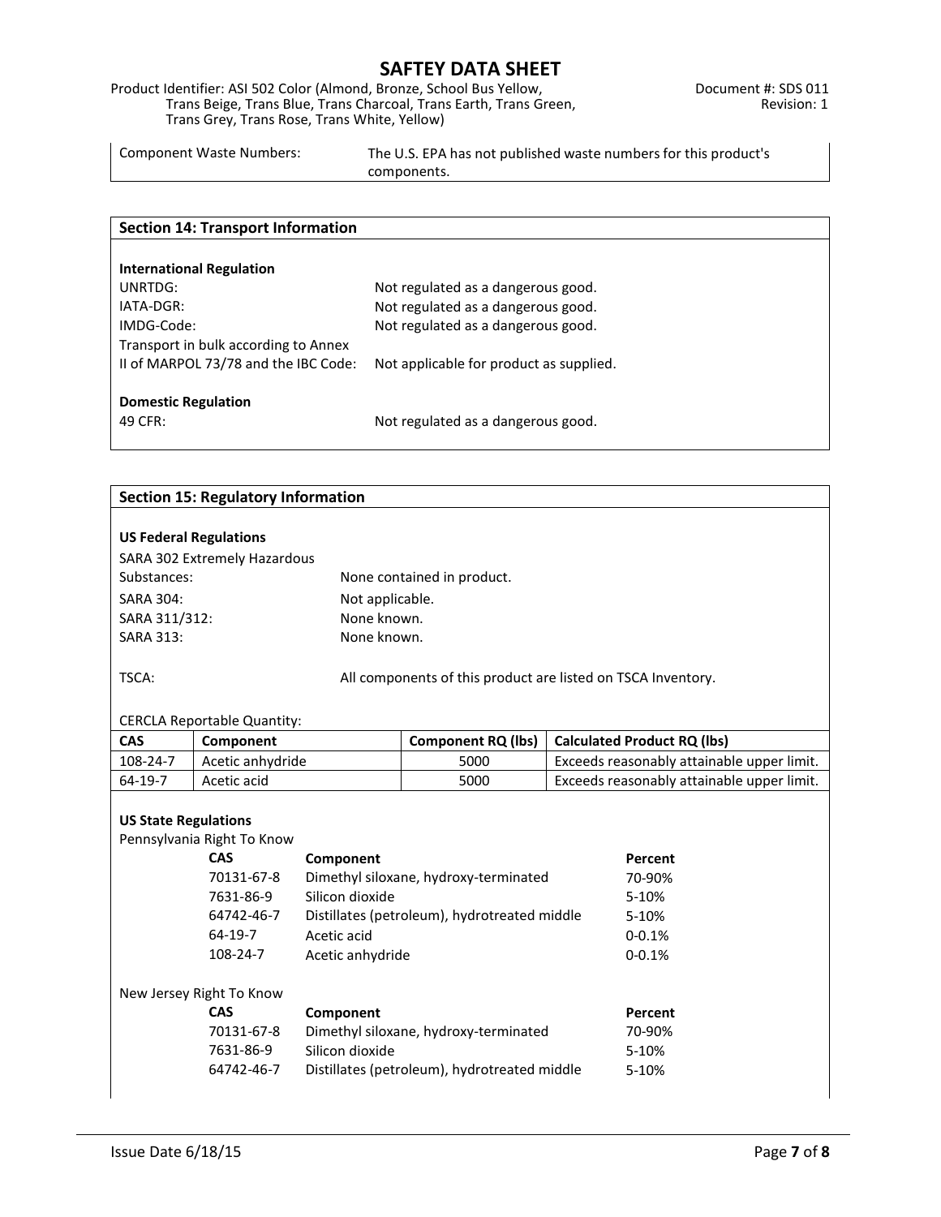| | |
|---|---|
| Component Waste Numbers: | The U.S. EPA has not published waste numbers for this product's components. |

## Section 14: Transport Information

**International Regulation**

| | |
|---|---|
| UNRTDG: | Not regulated as a dangerous good. |
| IATA-DGR: | Not regulated as a dangerous good. |
| IMDG-Code: | Not regulated as a dangerous good. |
| Transport in bulk according to Annex II of MARPOL 73/78 and the IBC Code: | Not applicable for product as supplied. |

**Domestic Regulation**

| | |
|---|---|
| 49 CFR: | Not regulated as a dangerous good. |

## Section 15: Regulatory Information

**US Federal Regulations**

| | |
|---|---|
| SARA 302 Extremely Hazardous Substances: | None contained in product. |
| SARA 304: | Not applicable. |
| SARA 311/312: | None known. |
| SARA 313: | None known. |
| TSCA: | All components of this product are listed on TSCA Inventory. |

CERCLA Reportable Quantity:

| CAS | Component | Component RQ (lbs) | Calculated Product RQ (lbs) |
|---|---|---|---|
| 108-24-7 | Acetic anhydride | 5000 | Exceeds reasonably attainable upper limit. |
| 64-19-7 | Acetic acid | 5000 | Exceeds reasonably attainable upper limit. |

**US State Regulations**

Pennsylvania Right To Know

| CAS | Component | Percent |
|---|---|---|
| 70131-67-8 | Dimethyl siloxane, hydroxy-terminated | 70-90% |
| 7631-86-9 | Silicon dioxide | 5-10% |
| 64742-46-7 | Distillates (petroleum), hydrotreated middle | 5-10% |
| 64-19-7 | Acetic acid | 0-0.1% |
| 108-24-7 | Acetic anhydride | 0-0.1% |

New Jersey Right To Know

| CAS | Component | Percent |
|---|---|---|
| 70131-67-8 | Dimethyl siloxane, hydroxy-terminated | 70-90% |
| 7631-86-9 | Silicon dioxide | 5-10% |
| 64742-46-7 | Distillates (petroleum), hydrotreated middle | 5-10% |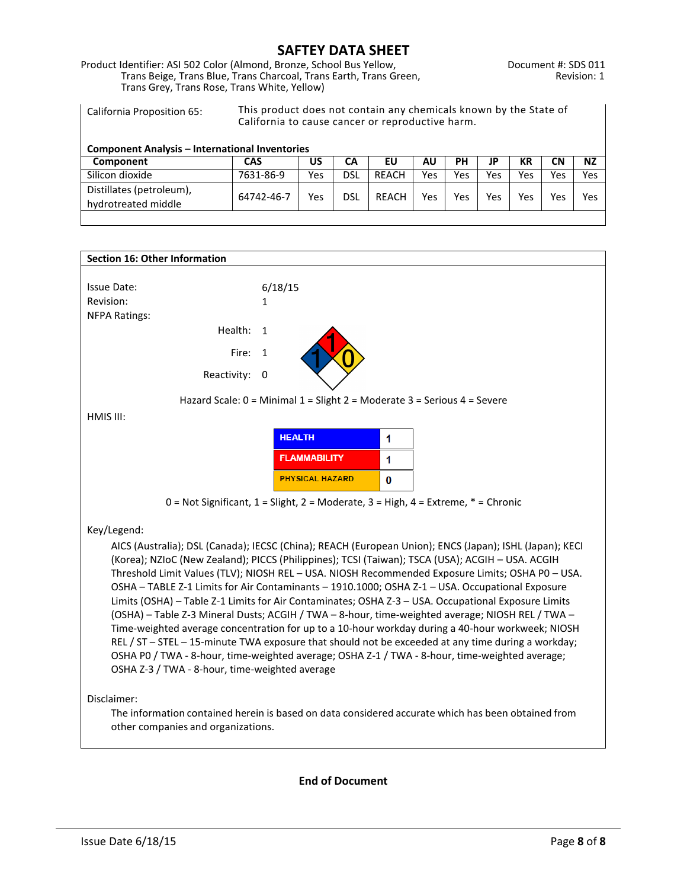California Proposition 65: This product does not contain any chemicals known by the State of California to cause cancer or reproductive harm.

**Component Analysis – International Inventories**

| Component | CAS | US | CA | EU | AU | PH | JP | KR | CN | NZ |
|---|---|---|---|---|---|---|---|---|---|---|
| Silicon dioxide | 7631-86-9 | Yes | DSL | REACH | Yes | Yes | Yes | Yes | Yes | Yes |
| Distillates (petroleum), hydrotreated middle | 64742-46-7 | Yes | DSL | REACH | Yes | Yes | Yes | Yes | Yes | Yes |

## Section 16: Other Information

Issue Date: 6/18/15

Revision: 1

NFPA Ratings:

Health: 1

Fire: 1

Reactivity: 0

Hazard Scale: 0 = Minimal 1 = Slight 2 = Moderate 3 = Serious 4 = Severe

HMIS III:

| | |
|---|---|
| HEALTH | 1 |
| FLAMMABILITY | 1 |
| PHYSICAL HAZARD | 0 |

0 = Not Significant, 1 = Slight, 2 = Moderate, 3 = High, 4 = Extreme, * = Chronic

Key/Legend:

AICS (Australia); DSL (Canada); IECSC (China); REACH (European Union); ENCS (Japan); ISHL (Japan); KECI (Korea); NZIoC (New Zealand); PICCS (Philippines); TCSI (Taiwan); TSCA (USA); ACGIH – USA. ACGIH Threshold Limit Values (TLV); NIOSH REL – USA. NIOSH Recommended Exposure Limits; OSHA P0 – USA. OSHA – TABLE Z-1 Limits for Air Contaminants – 1910.1000; OSHA Z-1 – USA. Occupational Exposure Limits (OSHA) – Table Z-1 Limits for Air Contaminates; OSHA Z-3 – USA. Occupational Exposure Limits (OSHA) – Table Z-3 Mineral Dusts; ACGIH / TWA – 8-hour, time-weighted average; NIOSH REL / TWA – Time-weighted average concentration for up to a 10-hour workday during a 40-hour workweek; NIOSH REL / ST – STEL – 15-minute TWA exposure that should not be exceeded at any time during a workday; OSHA P0 / TWA - 8-hour, time-weighted average; OSHA Z-1 / TWA - 8-hour, time-weighted average; OSHA Z-3 / TWA - 8-hour, time-weighted average

Disclaimer:

The information contained herein is based on data considered accurate which has been obtained from other companies and organizations.

**End of Document**